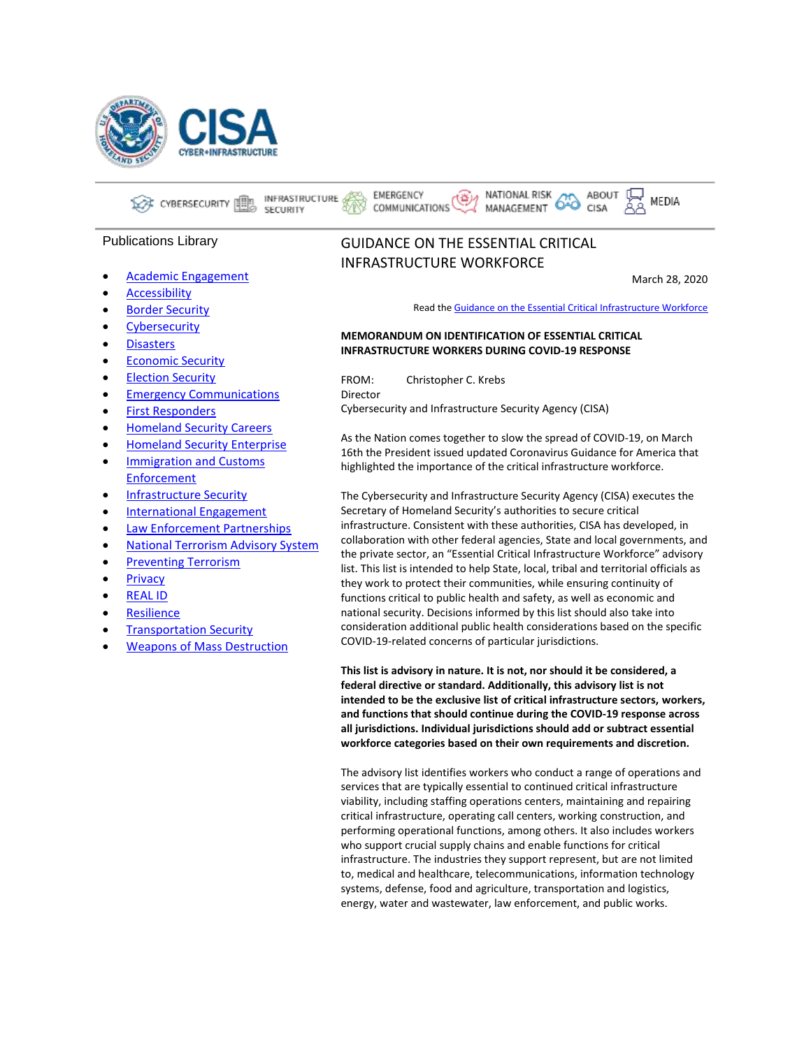CISA
CYBER+INFRASTRUCTURE

CYBERSECURITY | INFRASTRUCTURE SECURITY | EMERGENCY COMMUNICATIONS | NATIONAL RISK MANAGEMENT | ABOUT CISA | MEDIA

Publications Library

- Academic Engagement
- Accessibility
- Border Security
- Cybersecurity
- Disasters
- Economic Security
- Election Security
- Emergency Communications
- First Responders
- Homeland Security Careers
- Homeland Security Enterprise
- Immigration and Customs Enforcement
- Infrastructure Security
- International Engagement
- Law Enforcement Partnerships
- National Terrorism Advisory System
- Preventing Terrorism
- Privacy
- REAL ID
- Resilience
- Transportation Security
- Weapons of Mass Destruction

# GUIDANCE ON THE ESSENTIAL CRITICAL INFRASTRUCTURE WORKFORCE

March 28, 2020

Read the Guidance on the Essential Critical Infrastructure Workforce

**MEMORANDUM ON IDENTIFICATION OF ESSENTIAL CRITICAL INFRASTRUCTURE WORKERS DURING COVID-19 RESPONSE**

FROM: Christopher C. Krebs
Director
Cybersecurity and Infrastructure Security Agency (CISA)

As the Nation comes together to slow the spread of COVID-19, on March 16th the President issued updated Coronavirus Guidance for America that highlighted the importance of the critical infrastructure workforce.

The Cybersecurity and Infrastructure Security Agency (CISA) executes the Secretary of Homeland Security's authorities to secure critical infrastructure. Consistent with these authorities, CISA has developed, in collaboration with other federal agencies, State and local governments, and the private sector, an "Essential Critical Infrastructure Workforce" advisory list. This list is intended to help State, local, tribal and territorial officials as they work to protect their communities, while ensuring continuity of functions critical to public health and safety, as well as economic and national security. Decisions informed by this list should also take into consideration additional public health considerations based on the specific COVID-19-related concerns of particular jurisdictions.

**This list is advisory in nature. It is not, nor should it be considered, a federal directive or standard. Additionally, this advisory list is not intended to be the exclusive list of critical infrastructure sectors, workers, and functions that should continue during the COVID-19 response across all jurisdictions. Individual jurisdictions should add or subtract essential workforce categories based on their own requirements and discretion.**

The advisory list identifies workers who conduct a range of operations and services that are typically essential to continued critical infrastructure viability, including staffing operations centers, maintaining and repairing critical infrastructure, operating call centers, working construction, and performing operational functions, among others. It also includes workers who support crucial supply chains and enable functions for critical infrastructure. The industries they support represent, but are not limited to, medical and healthcare, telecommunications, information technology systems, defense, food and agriculture, transportation and logistics, energy, water and wastewater, law enforcement, and public works.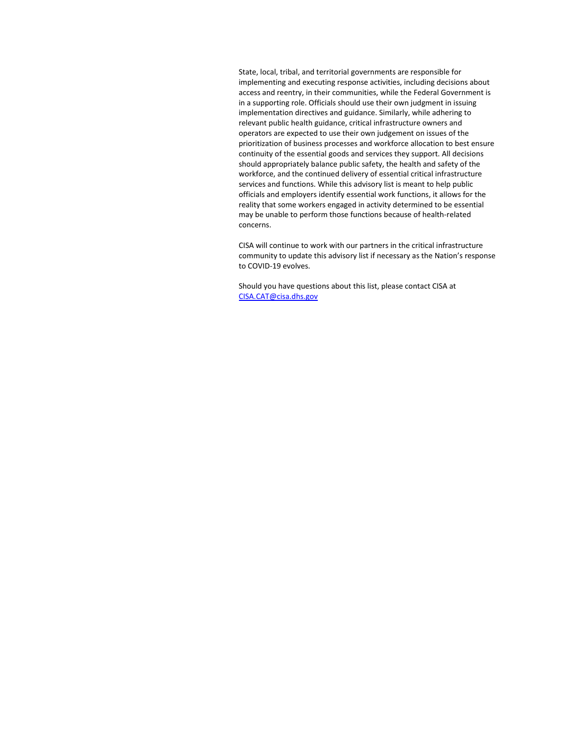State, local, tribal, and territorial governments are responsible for implementing and executing response activities, including decisions about access and reentry, in their communities, while the Federal Government is in a supporting role. Officials should use their own judgment in issuing implementation directives and guidance. Similarly, while adhering to relevant public health guidance, critical infrastructure owners and operators are expected to use their own judgement on issues of the prioritization of business processes and workforce allocation to best ensure continuity of the essential goods and services they support. All decisions should appropriately balance public safety, the health and safety of the workforce, and the continued delivery of essential critical infrastructure services and functions. While this advisory list is meant to help public officials and employers identify essential work functions, it allows for the reality that some workers engaged in activity determined to be essential may be unable to perform those functions because of health-related concerns.

CISA will continue to work with our partners in the critical infrastructure community to update this advisory list if necessary as the Nation's response to COVID-19 evolves.

Should you have questions about this list, please contact CISA at [CISA.CAT@cisa.dhs.gov](mailto:CISA.CAT@cisa.dhs.gov)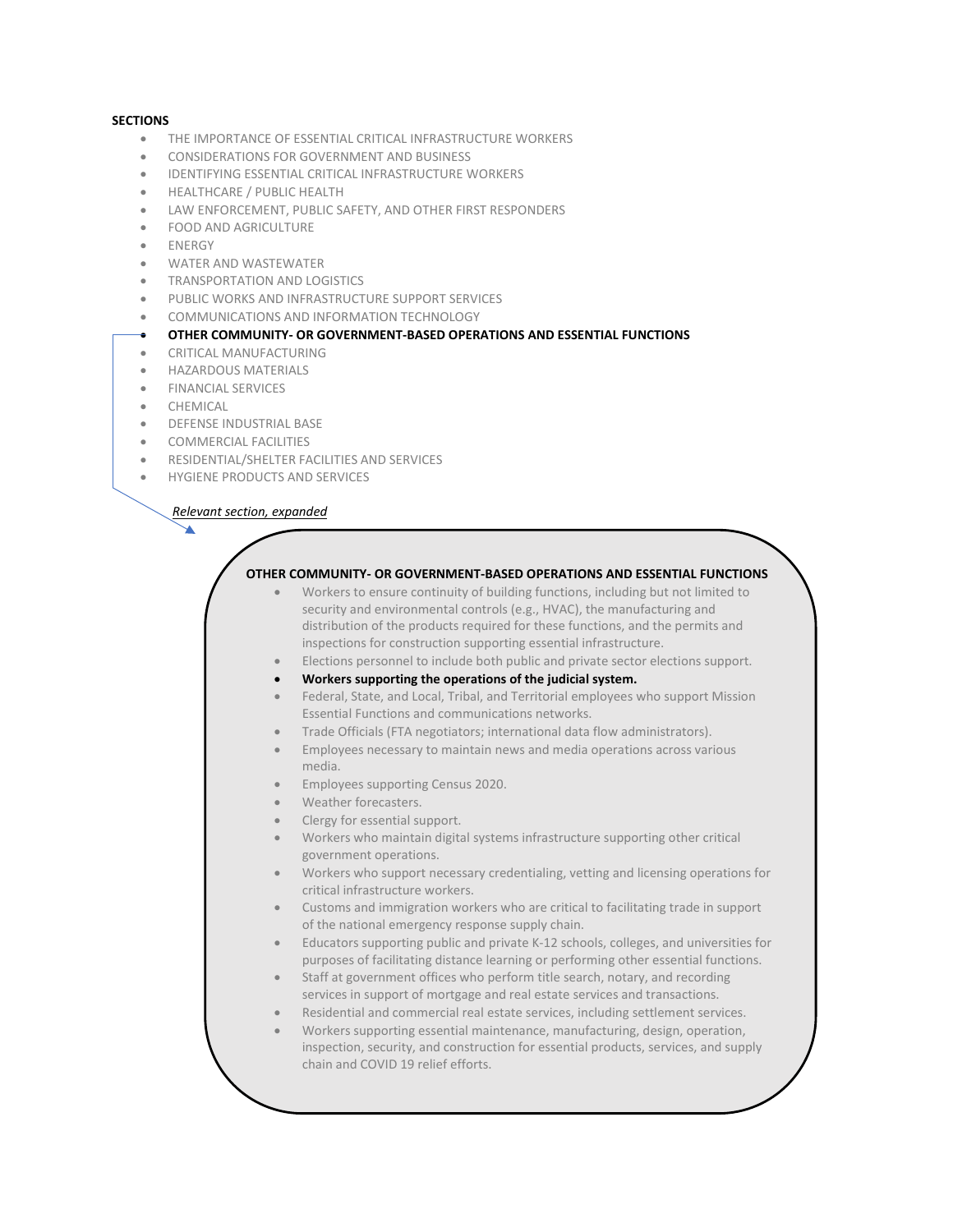**SECTIONS**

- THE IMPORTANCE OF ESSENTIAL CRITICAL INFRASTRUCTURE WORKERS
- CONSIDERATIONS FOR GOVERNMENT AND BUSINESS
- IDENTIFYING ESSENTIAL CRITICAL INFRASTRUCTURE WORKERS
- HEALTHCARE / PUBLIC HEALTH
- LAW ENFORCEMENT, PUBLIC SAFETY, AND OTHER FIRST RESPONDERS
- FOOD AND AGRICULTURE
- ENERGY
- WATER AND WASTEWATER
- TRANSPORTATION AND LOGISTICS
- PUBLIC WORKS AND INFRASTRUCTURE SUPPORT SERVICES
- COMMUNICATIONS AND INFORMATION TECHNOLOGY
- **OTHER COMMUNITY- OR GOVERNMENT-BASED OPERATIONS AND ESSENTIAL FUNCTIONS**
- CRITICAL MANUFACTURING
- HAZARDOUS MATERIALS
- FINANCIAL SERVICES
- CHEMICAL
- DEFENSE INDUSTRIAL BASE
- COMMERCIAL FACILITIES
- RESIDENTIAL/SHELTER FACILITIES AND SERVICES
- HYGIENE PRODUCTS AND SERVICES

*Relevant section, expanded*

**OTHER COMMUNITY- OR GOVERNMENT-BASED OPERATIONS AND ESSENTIAL FUNCTIONS**

- Workers to ensure continuity of building functions, including but not limited to security and environmental controls (e.g., HVAC), the manufacturing and distribution of the products required for these functions, and the permits and inspections for construction supporting essential infrastructure.
- Elections personnel to include both public and private sector elections support.
- **Workers supporting the operations of the judicial system.**
- Federal, State, and Local, Tribal, and Territorial employees who support Mission Essential Functions and communications networks.
- Trade Officials (FTA negotiators; international data flow administrators).
- Employees necessary to maintain news and media operations across various media.
- Employees supporting Census 2020.
- Weather forecasters.
- Clergy for essential support.
- Workers who maintain digital systems infrastructure supporting other critical government operations.
- Workers who support necessary credentialing, vetting and licensing operations for critical infrastructure workers.
- Customs and immigration workers who are critical to facilitating trade in support of the national emergency response supply chain.
- Educators supporting public and private K-12 schools, colleges, and universities for purposes of facilitating distance learning or performing other essential functions.
- Staff at government offices who perform title search, notary, and recording services in support of mortgage and real estate services and transactions.
- Residential and commercial real estate services, including settlement services.
- Workers supporting essential maintenance, manufacturing, design, operation, inspection, security, and construction for essential products, services, and supply chain and COVID 19 relief efforts.